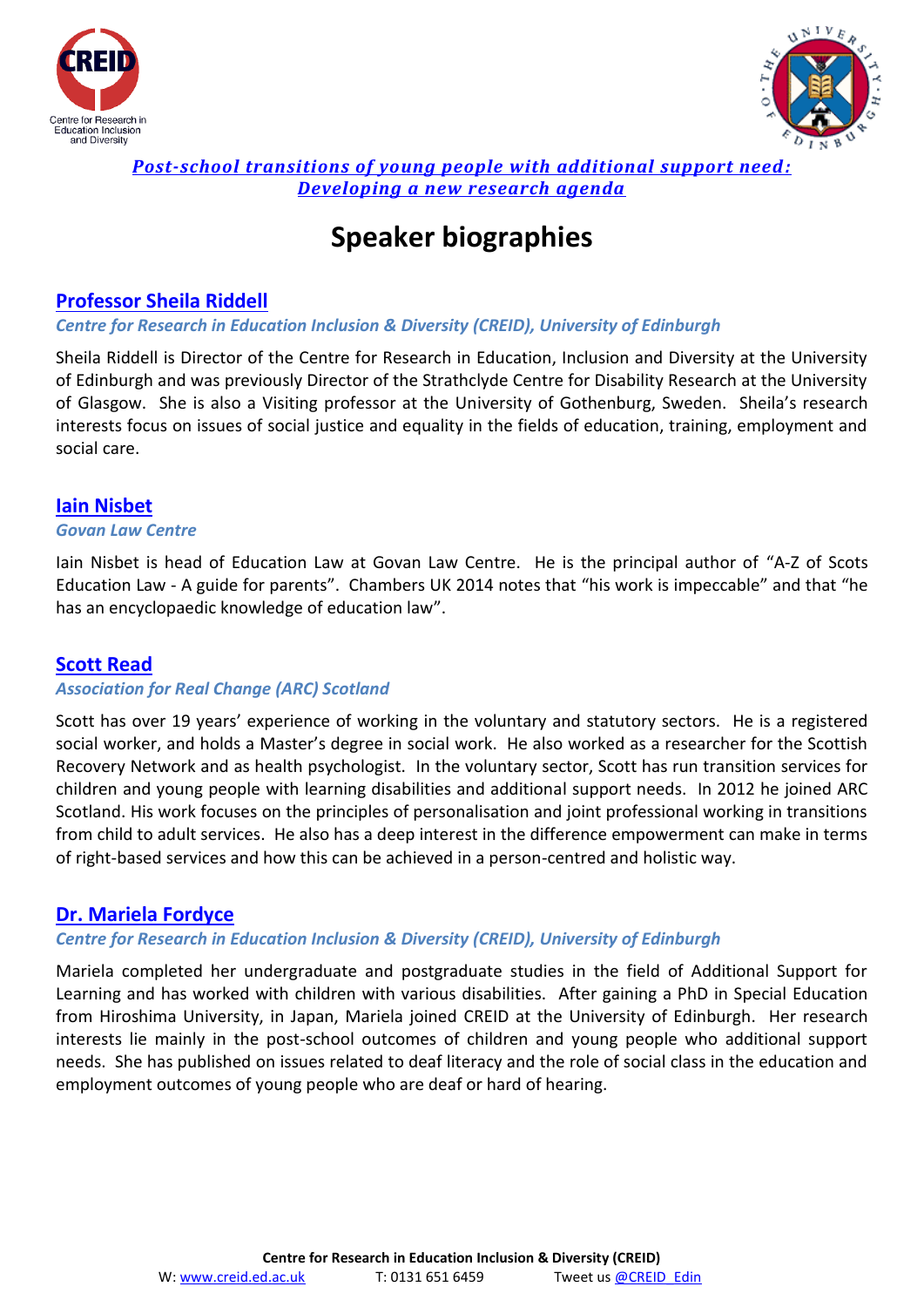***Post-school transitions of young people with additional support need: Developing a new research agenda***

# Speaker biographies

## Professor Sheila Riddell

*Centre for Research in Education Inclusion & Diversity (CREID), University of Edinburgh*

Sheila Riddell is Director of the Centre for Research in Education, Inclusion and Diversity at the University of Edinburgh and was previously Director of the Strathclyde Centre for Disability Research at the University of Glasgow. She is also a Visiting professor at the University of Gothenburg, Sweden. Sheila's research interests focus on issues of social justice and equality in the fields of education, training, employment and social care.

## Iain Nisbet

*Govan Law Centre*

Iain Nisbet is head of Education Law at Govan Law Centre. He is the principal author of "A-Z of Scots Education Law - A guide for parents". Chambers UK 2014 notes that "his work is impeccable" and that "he has an encyclopaedic knowledge of education law".

## Scott Read

*Association for Real Change (ARC) Scotland*

Scott has over 19 years' experience of working in the voluntary and statutory sectors. He is a registered social worker, and holds a Master's degree in social work. He also worked as a researcher for the Scottish Recovery Network and as health psychologist. In the voluntary sector, Scott has run transition services for children and young people with learning disabilities and additional support needs. In 2012 he joined ARC Scotland. His work focuses on the principles of personalisation and joint professional working in transitions from child to adult services. He also has a deep interest in the difference empowerment can make in terms of right-based services and how this can be achieved in a person-centred and holistic way.

## Dr. Mariela Fordyce

*Centre for Research in Education Inclusion & Diversity (CREID), University of Edinburgh*

Mariela completed her undergraduate and postgraduate studies in the field of Additional Support for Learning and has worked with children with various disabilities. After gaining a PhD in Special Education from Hiroshima University, in Japan, Mariela joined CREID at the University of Edinburgh. Her research interests lie mainly in the post-school outcomes of children and young people who additional support needs. She has published on issues related to deaf literacy and the role of social class in the education and employment outcomes of young people who are deaf or hard of hearing.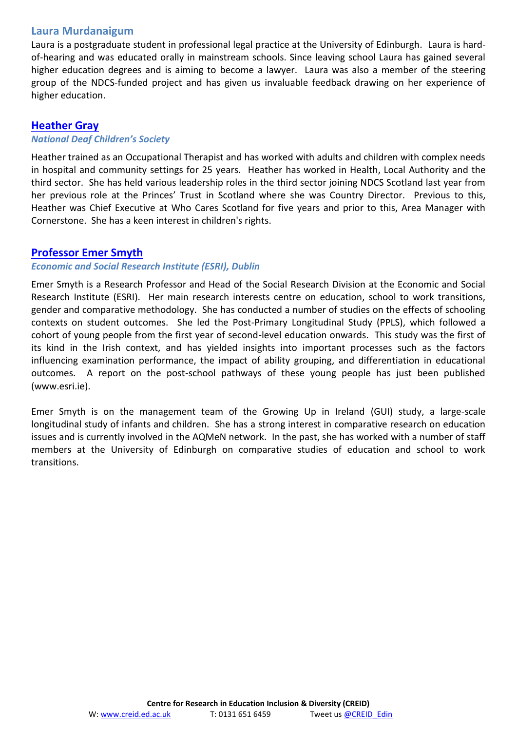## Laura Murdanaigum

Laura is a postgraduate student in professional legal practice at the University of Edinburgh. Laura is hard-of-hearing and was educated orally in mainstream schools. Since leaving school Laura has gained several higher education degrees and is aiming to become a lawyer. Laura was also a member of the steering group of the NDCS-funded project and has given us invaluable feedback drawing on her experience of higher education.

## Heather Gray

***National Deaf Children's Society***

Heather trained as an Occupational Therapist and has worked with adults and children with complex needs in hospital and community settings for 25 years. Heather has worked in Health, Local Authority and the third sector. She has held various leadership roles in the third sector joining NDCS Scotland last year from her previous role at the Princes' Trust in Scotland where she was Country Director. Previous to this, Heather was Chief Executive at Who Cares Scotland for five years and prior to this, Area Manager with Cornerstone. She has a keen interest in children's rights.

## Professor Emer Smyth

***Economic and Social Research Institute (ESRI), Dublin***

Emer Smyth is a Research Professor and Head of the Social Research Division at the Economic and Social Research Institute (ESRI). Her main research interests centre on education, school to work transitions, gender and comparative methodology. She has conducted a number of studies on the effects of schooling contexts on student outcomes. She led the Post-Primary Longitudinal Study (PPLS), which followed a cohort of young people from the first year of second-level education onwards. This study was the first of its kind in the Irish context, and has yielded insights into important processes such as the factors influencing examination performance, the impact of ability grouping, and differentiation in educational outcomes. A report on the post-school pathways of these young people has just been published (www.esri.ie).

Emer Smyth is on the management team of the Growing Up in Ireland (GUI) study, a large-scale longitudinal study of infants and children. She has a strong interest in comparative research on education issues and is currently involved in the AQMeN network. In the past, she has worked with a number of staff members at the University of Edinburgh on comparative studies of education and school to work transitions.